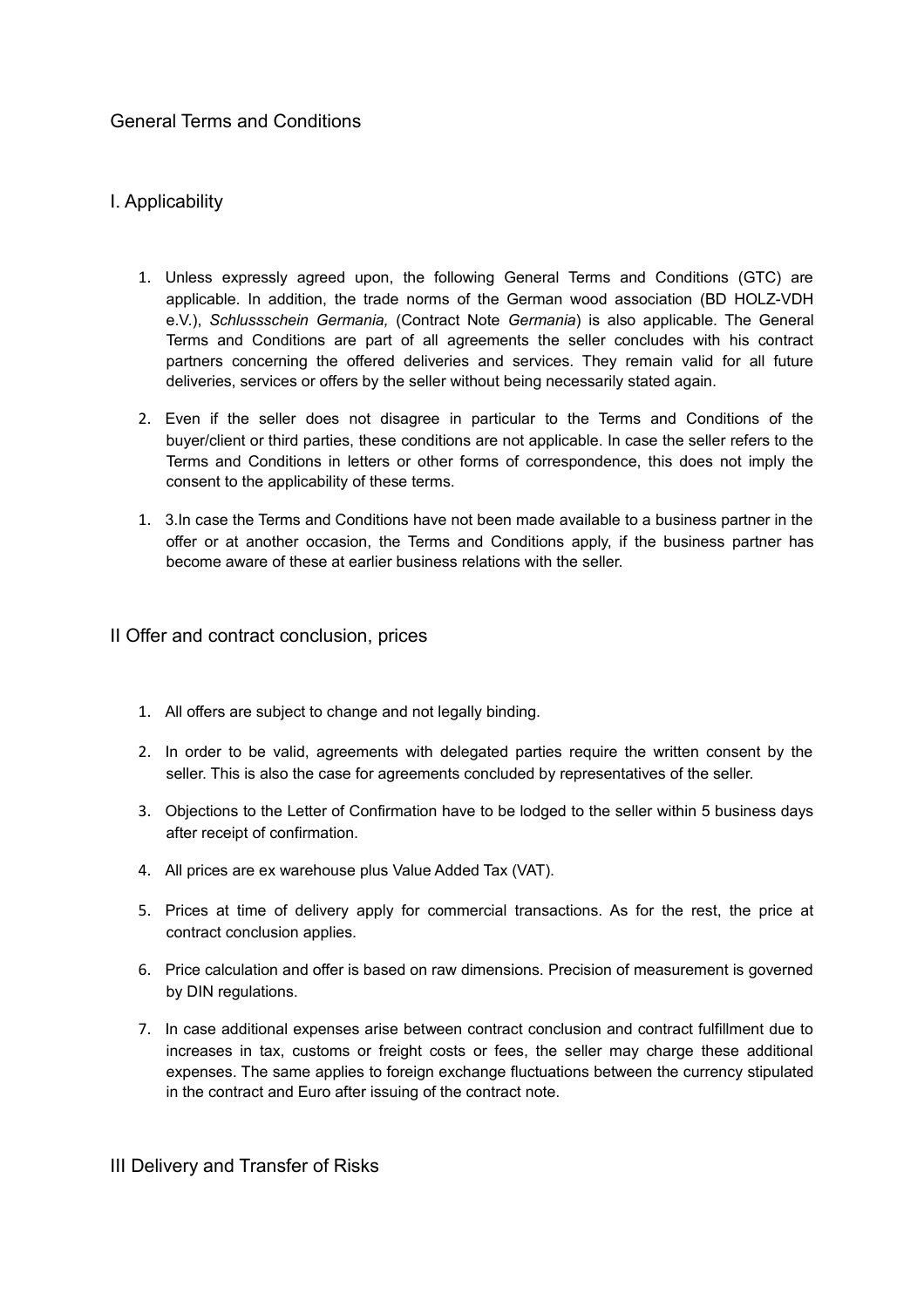# General Terms and Conditions

## I. Applicability

1. Unless expressly agreed upon, the following General Terms and Conditions (GTC) are applicable. In addition, the trade norms of the German wood association (BD HOLZ-VDH e.V.), *Schlussschein Germania,* (Contract Note *Germania*) is also applicable. The General Terms and Conditions are part of all agreements the seller concludes with his contract partners concerning the offered deliveries and services. They remain valid for all future deliveries, services or offers by the seller without being necessarily stated again.

2. Even if the seller does not disagree in particular to the Terms and Conditions of the buyer/client or third parties, these conditions are not applicable. In case the seller refers to the Terms and Conditions in letters or other forms of correspondence, this does not imply the consent to the applicability of these terms.

3. In case the Terms and Conditions have not been made available to a business partner in the offer or at another occasion, the Terms and Conditions apply, if the business partner has become aware of these at earlier business relations with the seller.

## II Offer and contract conclusion, prices

1. All offers are subject to change and not legally binding.

2. In order to be valid, agreements with delegated parties require the written consent by the seller. This is also the case for agreements concluded by representatives of the seller.

3. Objections to the Letter of Confirmation have to be lodged to the seller within 5 business days after receipt of confirmation.

4. All prices are ex warehouse plus Value Added Tax (VAT).

5. Prices at time of delivery apply for commercial transactions. As for the rest, the price at contract conclusion applies.

6. Price calculation and offer is based on raw dimensions. Precision of measurement is governed by DIN regulations.

7. In case additional expenses arise between contract conclusion and contract fulfillment due to increases in tax, customs or freight costs or fees, the seller may charge these additional expenses. The same applies to foreign exchange fluctuations between the currency stipulated in the contract and Euro after issuing of the contract note.

## III Delivery and Transfer of Risks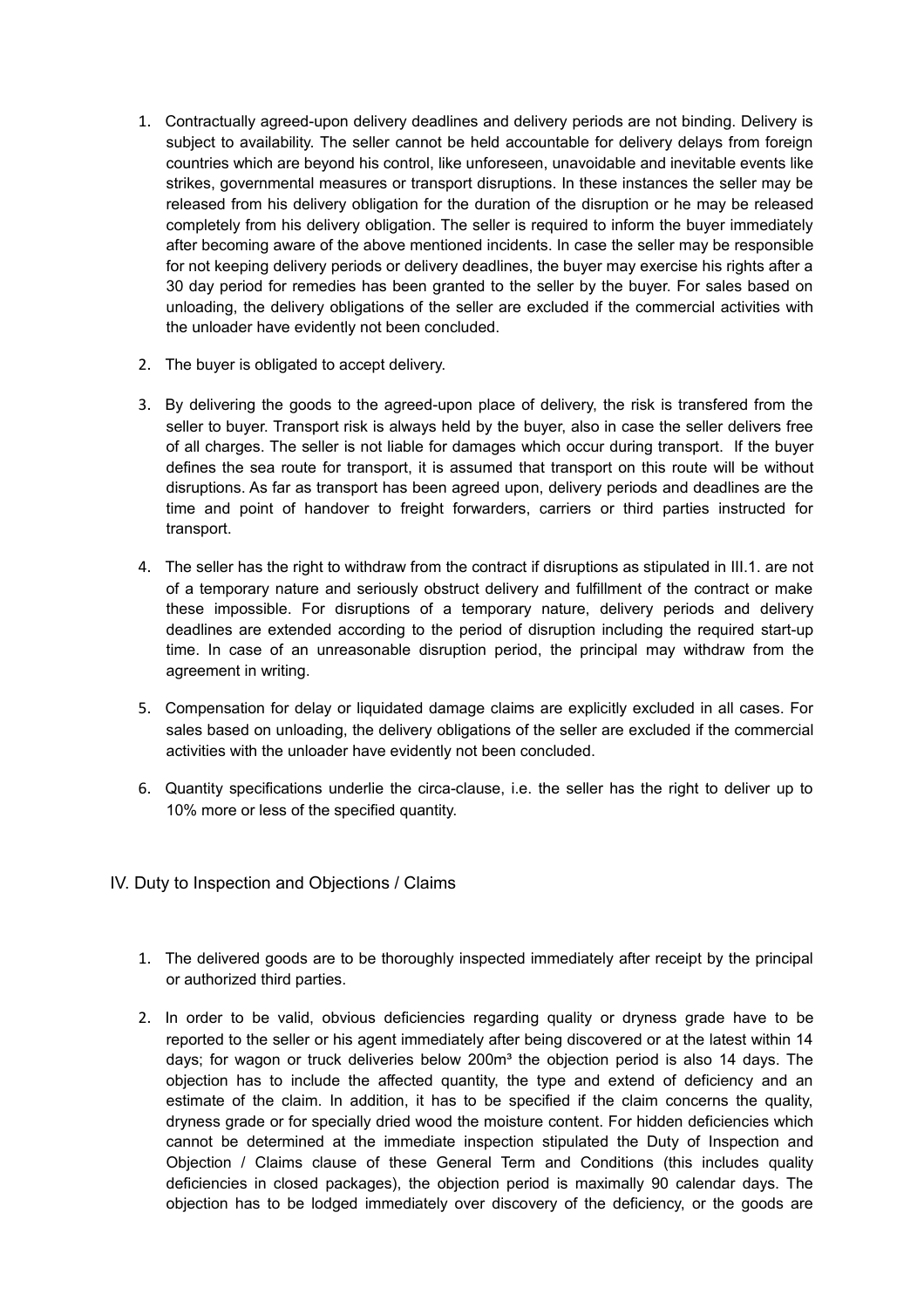1. Contractually agreed-upon delivery deadlines and delivery periods are not binding. Delivery is subject to availability. The seller cannot be held accountable for delivery delays from foreign countries which are beyond his control, like unforeseen, unavoidable and inevitable events like strikes, governmental measures or transport disruptions. In these instances the seller may be released from his delivery obligation for the duration of the disruption or he may be released completely from his delivery obligation. The seller is required to inform the buyer immediately after becoming aware of the above mentioned incidents. In case the seller may be responsible for not keeping delivery periods or delivery deadlines, the buyer may exercise his rights after a 30 day period for remedies has been granted to the seller by the buyer. For sales based on unloading, the delivery obligations of the seller are excluded if the commercial activities with the unloader have evidently not been concluded.

2. The buyer is obligated to accept delivery.

3. By delivering the goods to the agreed-upon place of delivery, the risk is transfered from the seller to buyer. Transport risk is always held by the buyer, also in case the seller delivers free of all charges. The seller is not liable for damages which occur during transport. If the buyer defines the sea route for transport, it is assumed that transport on this route will be without disruptions. As far as transport has been agreed upon, delivery periods and deadlines are the time and point of handover to freight forwarders, carriers or third parties instructed for transport.

4. The seller has the right to withdraw from the contract if disruptions as stipulated in III.1. are not of a temporary nature and seriously obstruct delivery and fulfillment of the contract or make these impossible. For disruptions of a temporary nature, delivery periods and delivery deadlines are extended according to the period of disruption including the required start-up time. In case of an unreasonable disruption period, the principal may withdraw from the agreement in writing.

5. Compensation for delay or liquidated damage claims are explicitly excluded in all cases. For sales based on unloading, the delivery obligations of the seller are excluded if the commercial activities with the unloader have evidently not been concluded.

6. Quantity specifications underlie the circa-clause, i.e. the seller has the right to deliver up to 10% more or less of the specified quantity.

## IV. Duty to Inspection and Objections / Claims

1. The delivered goods are to be thoroughly inspected immediately after receipt by the principal or authorized third parties.

2. In order to be valid, obvious deficiencies regarding quality or dryness grade have to be reported to the seller or his agent immediately after being discovered or at the latest within 14 days; for wagon or truck deliveries below 200m³ the objection period is also 14 days. The objection has to include the affected quantity, the type and extend of deficiency and an estimate of the claim. In addition, it has to be specified if the claim concerns the quality, dryness grade or for specially dried wood the moisture content. For hidden deficiencies which cannot be determined at the immediate inspection stipulated the Duty of Inspection and Objection / Claims clause of these General Term and Conditions (this includes quality deficiencies in closed packages), the objection period is maximally 90 calendar days. The objection has to be lodged immediately over discovery of the deficiency, or the goods are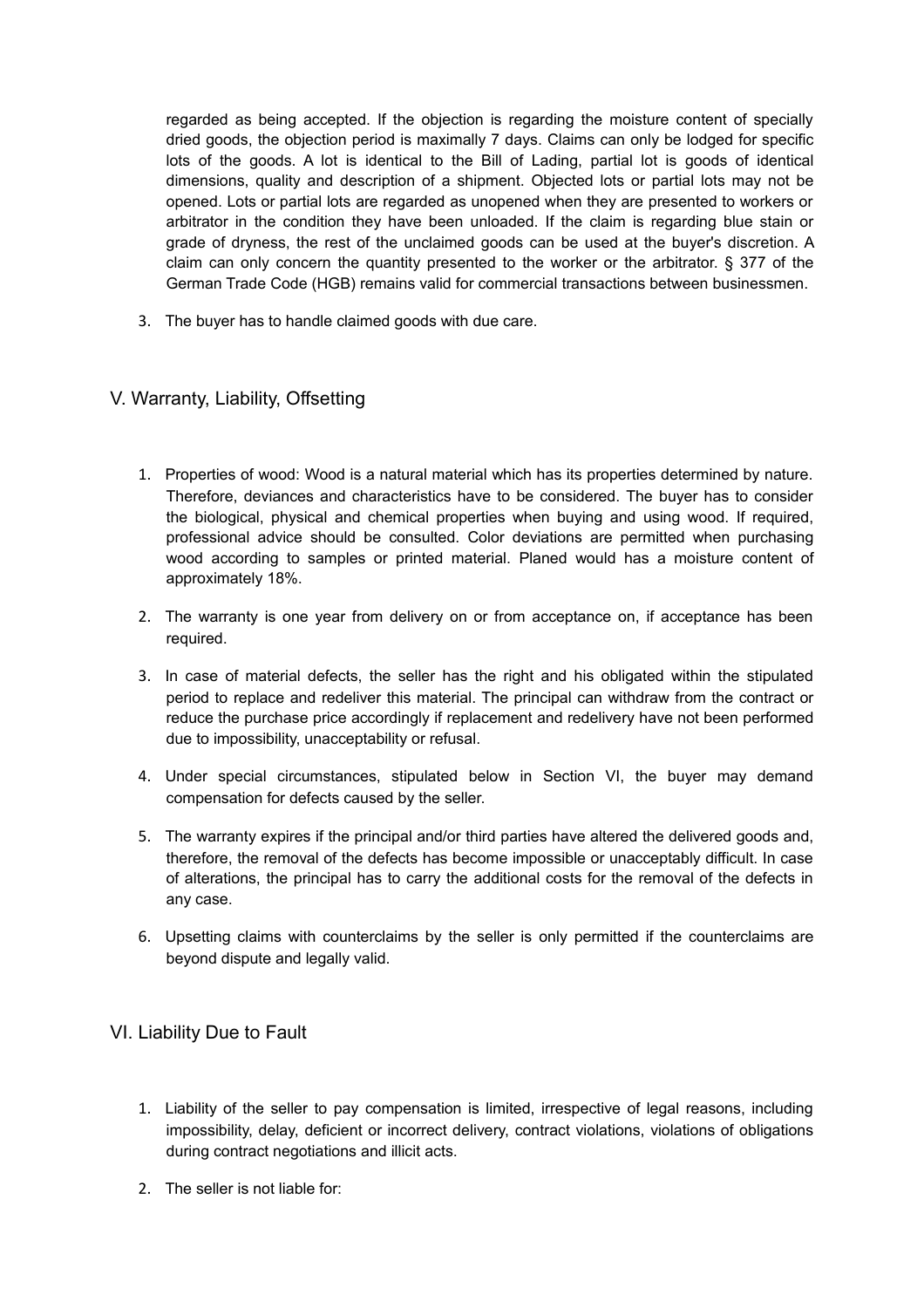regarded as being accepted. If the objection is regarding the moisture content of specially dried goods, the objection period is maximally 7 days. Claims can only be lodged for specific lots of the goods. A lot is identical to the Bill of Lading, partial lot is goods of identical dimensions, quality and description of a shipment. Objected lots or partial lots may not be opened. Lots or partial lots are regarded as unopened when they are presented to workers or arbitrator in the condition they have been unloaded. If the claim is regarding blue stain or grade of dryness, the rest of the unclaimed goods can be used at the buyer's discretion. A claim can only concern the quantity presented to the worker or the arbitrator. § 377 of the German Trade Code (HGB) remains valid for commercial transactions between businessmen.

3. The buyer has to handle claimed goods with due care.

## V. Warranty, Liability, Offsetting

1. Properties of wood: Wood is a natural material which has its properties determined by nature. Therefore, deviances and characteristics have to be considered. The buyer has to consider the biological, physical and chemical properties when buying and using wood. If required, professional advice should be consulted. Color deviations are permitted when purchasing wood according to samples or printed material. Planed would has a moisture content of approximately 18%.
2. The warranty is one year from delivery on or from acceptance on, if acceptance has been required.
3. In case of material defects, the seller has the right and his obligated within the stipulated period to replace and redeliver this material. The principal can withdraw from the contract or reduce the purchase price accordingly if replacement and redelivery have not been performed due to impossibility, unacceptability or refusal.
4. Under special circumstances, stipulated below in Section VI, the buyer may demand compensation for defects caused by the seller.
5. The warranty expires if the principal and/or third parties have altered the delivered goods and, therefore, the removal of the defects has become impossible or unacceptably difficult. In case of alterations, the principal has to carry the additional costs for the removal of the defects in any case.
6. Upsetting claims with counterclaims by the seller is only permitted if the counterclaims are beyond dispute and legally valid.

## VI. Liability Due to Fault

1. Liability of the seller to pay compensation is limited, irrespective of legal reasons, including impossibility, delay, deficient or incorrect delivery, contract violations, violations of obligations during contract negotiations and illicit acts.
2. The seller is not liable for: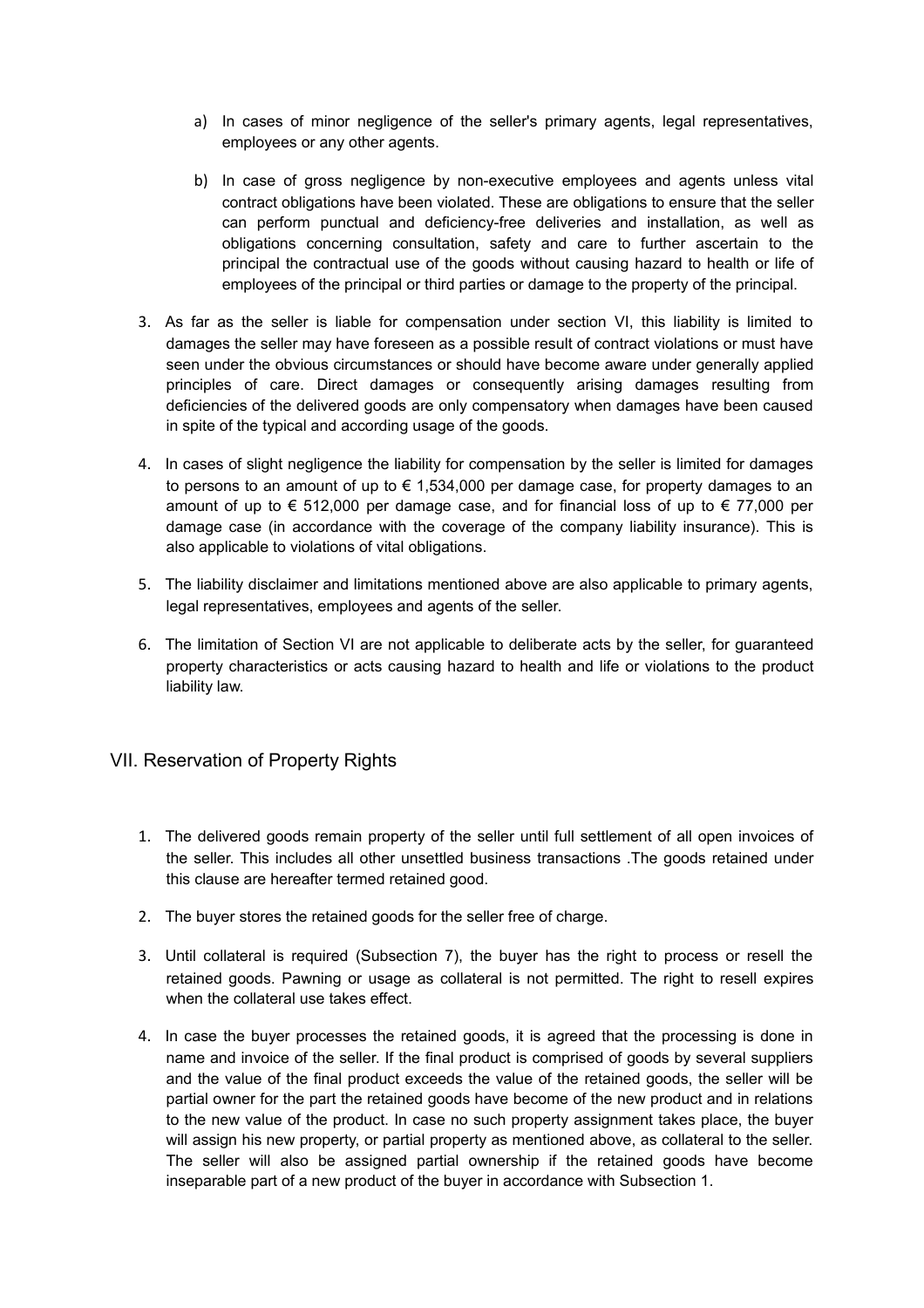a) In cases of minor negligence of the seller's primary agents, legal representatives, employees or any other agents.

b) In case of gross negligence by non-executive employees and agents unless vital contract obligations have been violated. These are obligations to ensure that the seller can perform punctual and deficiency-free deliveries and installation, as well as obligations concerning consultation, safety and care to further ascertain to the principal the contractual use of the goods without causing hazard to health or life of employees of the principal or third parties or damage to the property of the principal.

3. As far as the seller is liable for compensation under section VI, this liability is limited to damages the seller may have foreseen as a possible result of contract violations or must have seen under the obvious circumstances or should have become aware under generally applied principles of care. Direct damages or consequently arising damages resulting from deficiencies of the delivered goods are only compensatory when damages have been caused in spite of the typical and according usage of the goods.

4. In cases of slight negligence the liability for compensation by the seller is limited for damages to persons to an amount of up to € 1,534,000 per damage case, for property damages to an amount of up to € 512,000 per damage case, and for financial loss of up to € 77,000 per damage case (in accordance with the coverage of the company liability insurance). This is also applicable to violations of vital obligations.

5. The liability disclaimer and limitations mentioned above are also applicable to primary agents, legal representatives, employees and agents of the seller.

6. The limitation of Section VI are not applicable to deliberate acts by the seller, for guaranteed property characteristics or acts causing hazard to health and life or violations to the product liability law.

## VII. Reservation of Property Rights

1. The delivered goods remain property of the seller until full settlement of all open invoices of the seller. This includes all other unsettled business transactions .The goods retained under this clause are hereafter termed retained good.

2. The buyer stores the retained goods for the seller free of charge.

3. Until collateral is required (Subsection 7), the buyer has the right to process or resell the retained goods. Pawning or usage as collateral is not permitted. The right to resell expires when the collateral use takes effect.

4. In case the buyer processes the retained goods, it is agreed that the processing is done in name and invoice of the seller. If the final product is comprised of goods by several suppliers and the value of the final product exceeds the value of the retained goods, the seller will be partial owner for the part the retained goods have become of the new product and in relations to the new value of the product. In case no such property assignment takes place, the buyer will assign his new property, or partial property as mentioned above, as collateral to the seller. The seller will also be assigned partial ownership if the retained goods have become inseparable part of a new product of the buyer in accordance with Subsection 1.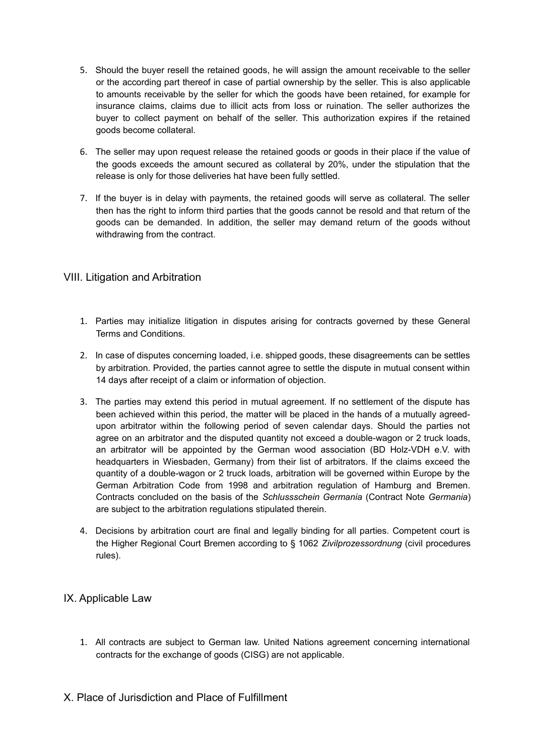5. Should the buyer resell the retained goods, he will assign the amount receivable to the seller or the according part thereof in case of partial ownership by the seller. This is also applicable to amounts receivable by the seller for which the goods have been retained, for example for insurance claims, claims due to illicit acts from loss or ruination. The seller authorizes the buyer to collect payment on behalf of the seller. This authorization expires if the retained goods become collateral.

6. The seller may upon request release the retained goods or goods in their place if the value of the goods exceeds the amount secured as collateral by 20%, under the stipulation that the release is only for those deliveries hat have been fully settled.

7. If the buyer is in delay with payments, the retained goods will serve as collateral. The seller then has the right to inform third parties that the goods cannot be resold and that return of the goods can be demanded. In addition, the seller may demand return of the goods without withdrawing from the contract.

## VIII. Litigation and Arbitration

1. Parties may initialize litigation in disputes arising for contracts governed by these General Terms and Conditions.

2. In case of disputes concerning loaded, i.e. shipped goods, these disagreements can be settles by arbitration. Provided, the parties cannot agree to settle the dispute in mutual consent within 14 days after receipt of a claim or information of objection.

3. The parties may extend this period in mutual agreement. If no settlement of the dispute has been achieved within this period, the matter will be placed in the hands of a mutually agreed-upon arbitrator within the following period of seven calendar days. Should the parties not agree on an arbitrator and the disputed quantity not exceed a double-wagon or 2 truck loads, an arbitrator will be appointed by the German wood association (BD Holz-VDH e.V. with headquarters in Wiesbaden, Germany) from their list of arbitrators. If the claims exceed the quantity of a double-wagon or 2 truck loads, arbitration will be governed within Europe by the German Arbitration Code from 1998 and arbitration regulation of Hamburg and Bremen. Contracts concluded on the basis of the *Schlussschein Germania* (Contract Note *Germania*) are subject to the arbitration regulations stipulated therein.

4. Decisions by arbitration court are final and legally binding for all parties. Competent court is the Higher Regional Court Bremen according to § 1062 *Zivilprozessordnung* (civil procedures rules).

## IX. Applicable Law

1. All contracts are subject to German law. United Nations agreement concerning international contracts for the exchange of goods (CISG) are not applicable.

## X. Place of Jurisdiction and Place of Fulfillment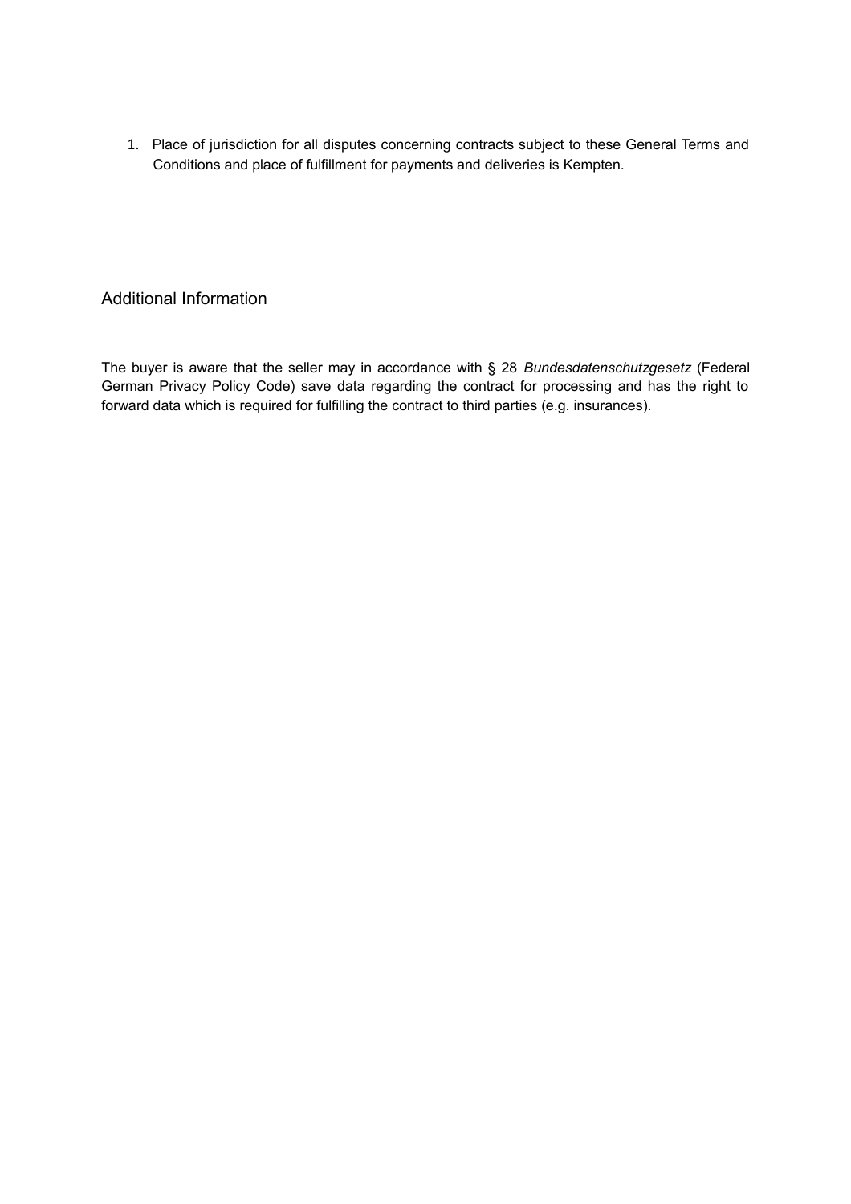1. Place of jurisdiction for all disputes concerning contracts subject to these General Terms and Conditions and place of fulfillment for payments and deliveries is Kempten.

## Additional Information

The buyer is aware that the seller may in accordance with § 28 *Bundesdatenschutzgesetz* (Federal German Privacy Policy Code) save data regarding the contract for processing and has the right to forward data which is required for fulfilling the contract to third parties (e.g. insurances).